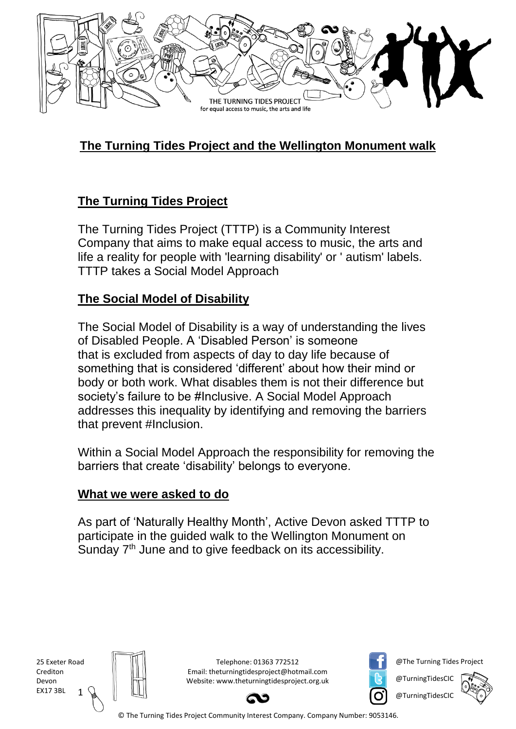# The Turning Tides Project and the Wellington Monument walk

## The Turning Tides Project

The Turning Tides Project (TTTP) is a Community Interest Company that aims to make equal access to music, the arts and life a reality for people with 'learning disability' or ' autism' labels. TTTP takes a Social Model Approach

## The Social Model of Disability

The Social Model of Disability is a way of understanding the lives of Disabled People. A 'Disabled Person' is someone that is excluded from aspects of day to day life because of something that is considered 'different' about how their mind or body or both work. What disables them is not their difference but society's failure to be #Inclusive. A Social Model Approach addresses this inequality by identifying and removing the barriers that prevent #Inclusion.

Within a Social Model Approach the responsibility for removing the barriers that create 'disability' belongs to everyone.

## What we were asked to do

As part of 'Naturally Healthy Month', Active Devon asked TTTP to participate in the guided walk to the Wellington Monument on Sunday 7th June and to give feedback on its accessibility.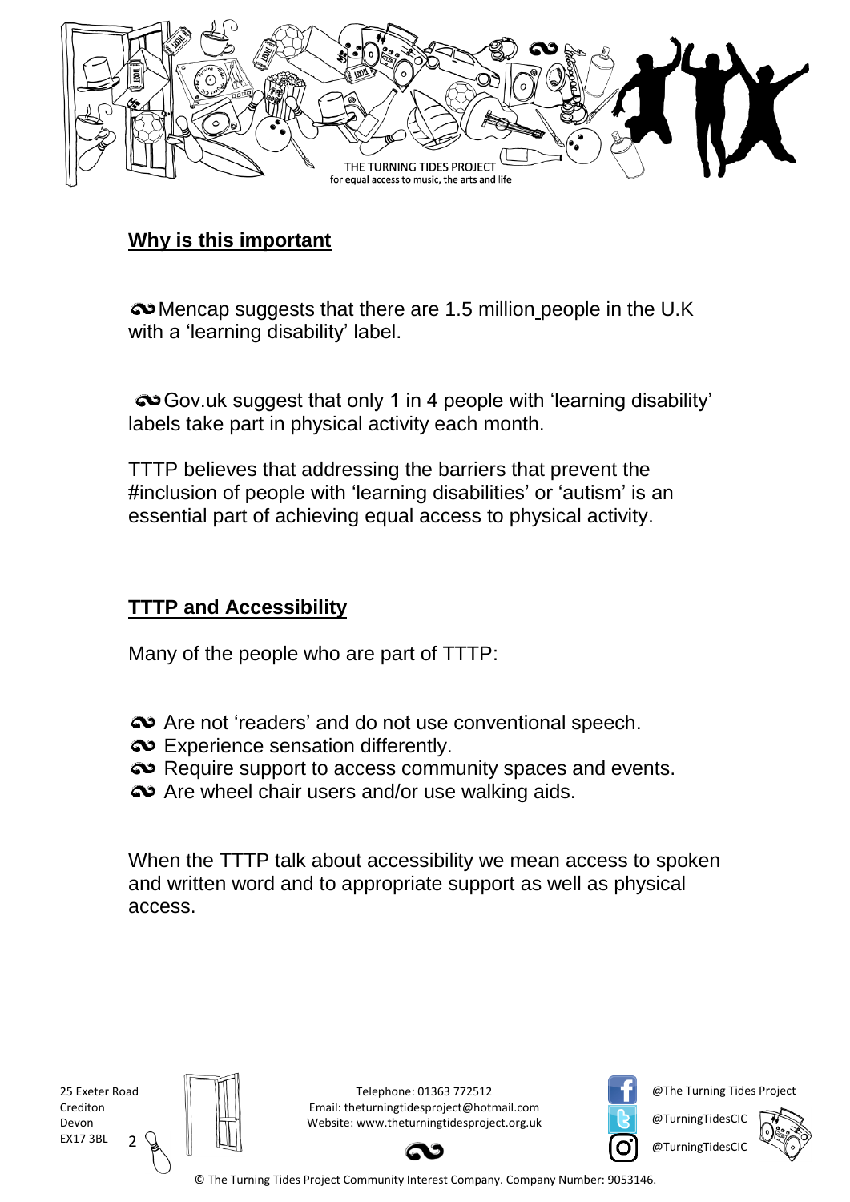## Why is this important

- Mencap suggests that there are 1.5 million people in the U.K with a 'learning disability' label.

- Gov.uk suggest that only 1 in 4 people with 'learning disability' labels take part in physical activity each month.

TTTP believes that addressing the barriers that prevent the #inclusion of people with 'learning disabilities' or 'autism' is an essential part of achieving equal access to physical activity.

## TTTP and Accessibility

Many of the people who are part of TTTP:

- Are not 'readers' and do not use conventional speech.
- Experience sensation differently.
- Require support to access community spaces and events.
- Are wheel chair users and/or use walking aids.

When the TTTP talk about accessibility we mean access to spoken and written word and to appropriate support as well as physical access.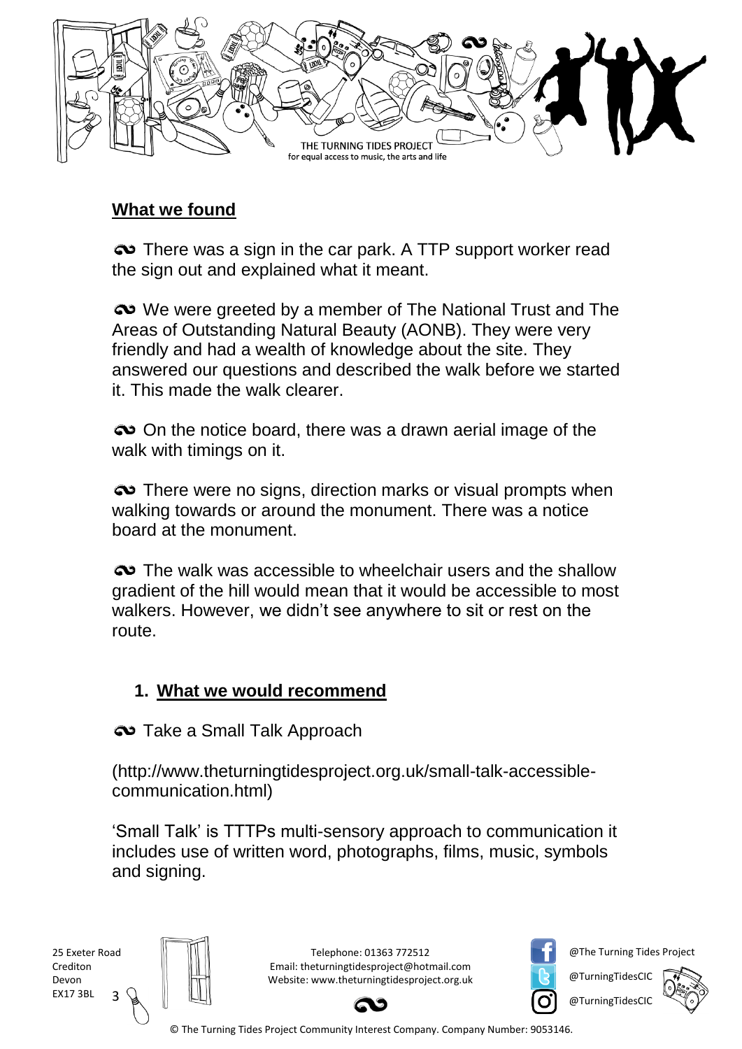## What we found

- There was a sign in the car park. A TTP support worker read the sign out and explained what it meant.

- We were greeted by a member of The National Trust and The Areas of Outstanding Natural Beauty (AONB). They were very friendly and had a wealth of knowledge about the site. They answered our questions and described the walk before we started it. This made the walk clearer.

- On the notice board, there was a drawn aerial image of the walk with timings on it.

- There were no signs, direction marks or visual prompts when walking towards or around the monument. There was a notice board at the monument.

- The walk was accessible to wheelchair users and the shallow gradient of the hill would mean that it would be accessible to most walkers. However, we didn't see anywhere to sit or rest on the route.

## 1. What we would recommend

- Take a Small Talk Approach

(http://www.theturningtidesproject.org.uk/small-talk-accessible-communication.html)

'Small Talk' is TTTPs multi-sensory approach to communication it includes use of written word, photographs, films, music, symbols and signing.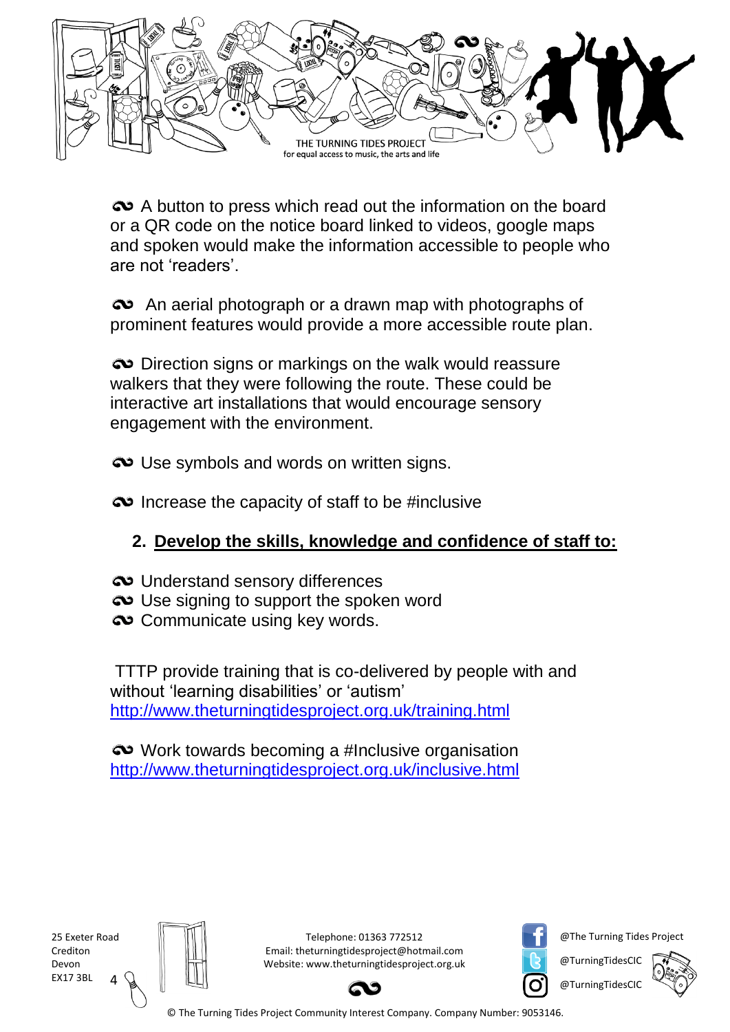- A button to press which read out the information on the board or a QR code on the notice board linked to videos, google maps and spoken would make the information accessible to people who are not 'readers'.

- An aerial photograph or a drawn map with photographs of prominent features would provide a more accessible route plan.

- Direction signs or markings on the walk would reassure walkers that they were following the route. These could be interactive art installations that would encourage sensory engagement with the environment.

- Use symbols and words on written signs.

- Increase the capacity of staff to be #inclusive

## 2. Develop the skills, knowledge and confidence of staff to:

- Understand sensory differences
- Use signing to support the spoken word
- Communicate using key words.

TTTP provide training that is co-delivered by people with and without 'learning disabilities' or 'autism'
http://www.theturningtidesproject.org.uk/training.html

- Work towards becoming a #Inclusive organisation
http://www.theturningtidesproject.org.uk/inclusive.html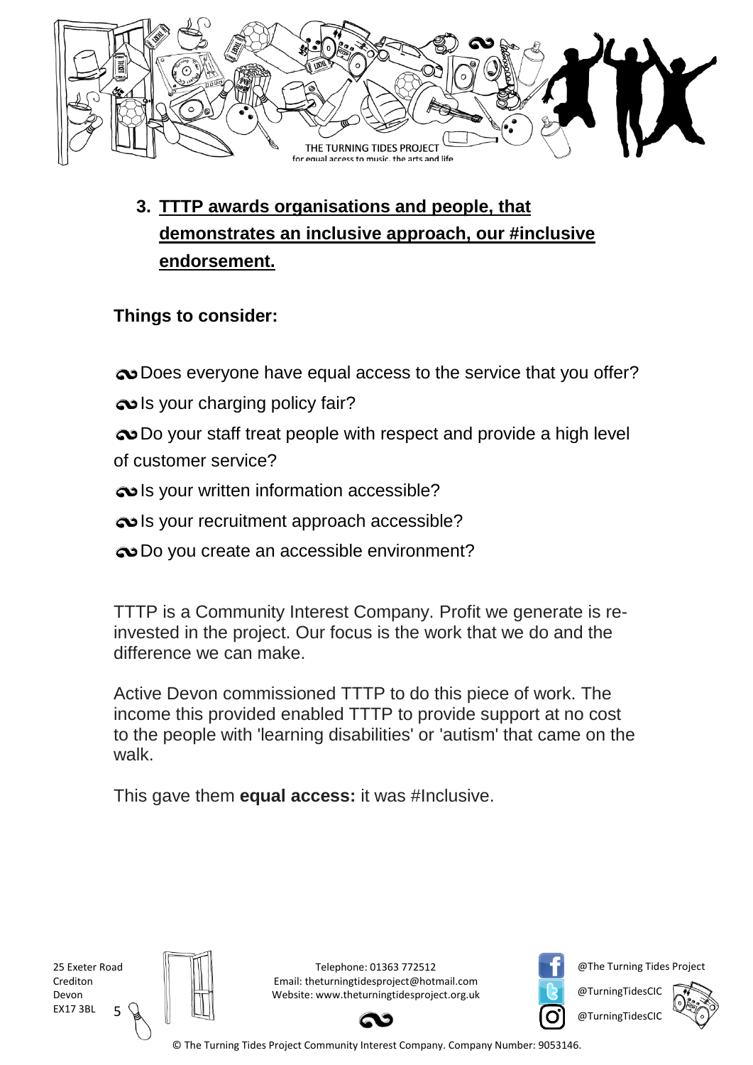3. **TTTP awards organisations and people, that demonstrates an inclusive approach, our #inclusive endorsement.**

**Things to consider:**

- Does everyone have equal access to the service that you offer?
- Is your charging policy fair?
- Do your staff treat people with respect and provide a high level of customer service?
- Is your written information accessible?
- Is your recruitment approach accessible?
- Do you create an accessible environment?

TTTP is a Community Interest Company. Profit we generate is re-invested in the project. Our focus is the work that we do and the difference we can make.

Active Devon commissioned TTTP to do this piece of work. The income this provided enabled TTTP to provide support at no cost to the people with 'learning disabilities' or 'autism' that came on the walk.

This gave them **equal access:** it was #Inclusive.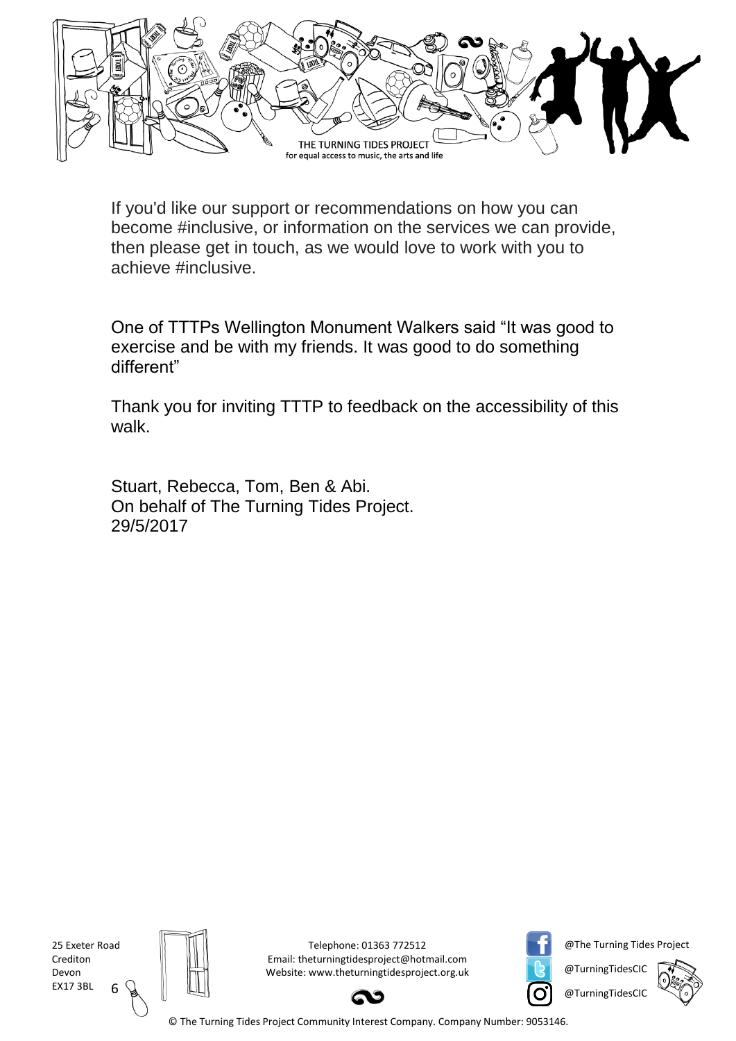If you'd like our support or recommendations on how you can become #inclusive, or information on the services we can provide, then please get in touch, as we would love to work with you to achieve #inclusive.

One of TTTPs Wellington Monument Walkers said “It was good to exercise and be with my friends. It was good to do something different”

Thank you for inviting TTTP to feedback on the accessibility of this walk.

Stuart, Rebecca, Tom, Ben & Abi.
On behalf of The Turning Tides Project.
29/5/2017